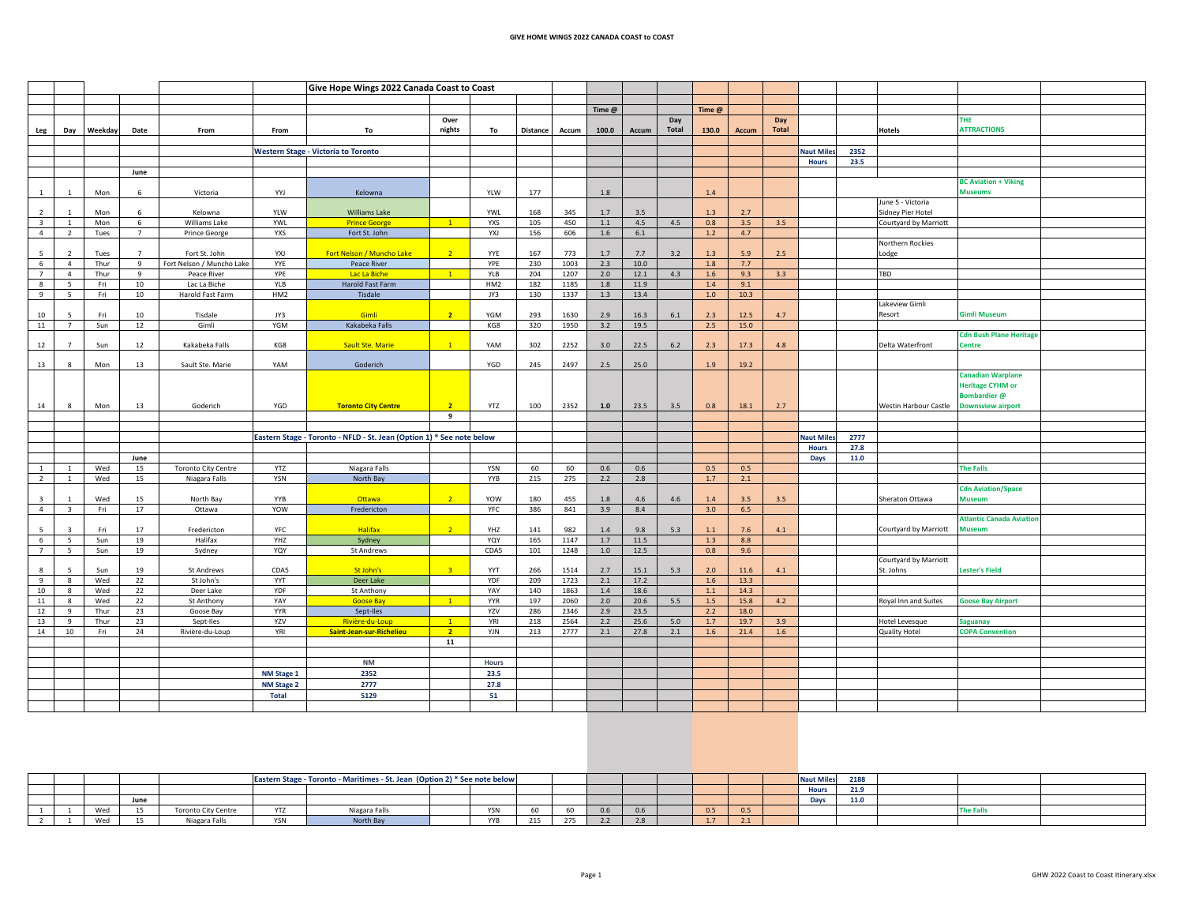# GIVE HOME WINGS 2022 CANADA COAST to COAST

## Give Hope Wings 2022 Canada Coast to Coast

| Leg | Day | Weekday | Date | From | From | To | Over nights | To | Distance | Accum | Time @ 100.0 | Accum | Day Total | Time @ 130.0 | Accum | Day Total | | | Hotels | THE ATTRACTIONS |
|---|---|---|---|---|---|---|---|---|---|---|---|---|---|---|---|---|---|---|---|---|
| | | | | | Western Stage - Victoria to Toronto | | | | | | | | | | | | Naut Miles | 2352 | | |
| | | | | | | | | | | | | | | | | | Hours | 23.5 | | |
| | | | June | | | | | | | | | | | | | | | | | |
| 1 | 1 | Mon | 6 | Victoria | YYJ | Kelowna | | YLW | 177 | | 1.8 | | | 1.4 | | | | | | BC Aviation + Viking Museums |
| 2 | 1 | Mon | 6 | Kelowna | YLW | Williams Lake | | YWL | 168 | 345 | 1.7 | 3.5 | | 1.3 | 2.7 | | | | June 5 - Victoria Sidney Pier Hotel | |
| 3 | 1 | Mon | 6 | Williams Lake | YWL | Prince George | 1 | YXS | 105 | 450 | 1.1 | 4.5 | 4.5 | 0.8 | 3.5 | 3.5 | | | Courtyard by Marriott | |
| 4 | 2 | Tues | 7 | Prince George | YXS | Fort St. John | | YXJ | 156 | 606 | 1.6 | 6.1 | | 1.2 | 4.7 | | | | | |
| 5 | 2 | Tues | 7 | Fort St. John | YXJ | Fort Nelson / Muncho Lake | 2 | YYE | 167 | 773 | 1.7 | 7.7 | 3.2 | 1.3 | 5.9 | 2.5 | | | Northern Rockies Lodge | |
| 6 | 4 | Thur | 9 | Fort Nelson / Muncho Lake | YYE | Peace River | | YPE | 230 | 1003 | 2.3 | 10.0 | | 1.8 | 7.7 | | | | | |
| 7 | 4 | Thur | 9 | Peace River | YPE | Lac La Biche | 1 | YLB | 204 | 1207 | 2.0 | 12.1 | 4.3 | 1.6 | 9.3 | 3.3 | | | TBD | |
| 8 | 5 | Fri | 10 | Lac La Biche | YLB | Harold Fast Farm | | HM2 | 182 | 1185 | 1.8 | 11.9 | | 1.4 | 9.1 | | | | | |
| 9 | 5 | Fri | 10 | Harold Fast Farm | HM2 | Tisdale | | JY3 | 130 | 1337 | 1.3 | 13.4 | | 1.0 | 10.3 | | | | | |
| 10 | 5 | Fri | 10 | Tisdale | JY3 | Gimli | 2 | YGM | 293 | 1630 | 2.9 | 16.3 | 6.1 | 2.3 | 12.5 | 4.7 | | | Lakeview Gimli Resort | Gimli Museum |
| 11 | 7 | Sun | 12 | Gimli | YGM | Kakabeka Falls | | KG8 | 320 | 1950 | 3.2 | 19.5 | | 2.5 | 15.0 | | | | | |
| 12 | 7 | Sun | 12 | Kakabeka Falls | KG8 | Sault Ste. Marie | 1 | YAM | 302 | 2252 | 3.0 | 22.5 | 6.2 | 2.3 | 17.3 | 4.8 | | | Delta Waterfront | Cdn Bush Plane Heritage Centre |
| 13 | 8 | Mon | 13 | Sault Ste. Marie | YAM | Goderich | | YGD | 245 | 2497 | 2.5 | 25.0 | | 1.9 | 19.2 | | | | | |
| 14 | 8 | Mon | 13 | Goderich | YGD | Toronto City Centre | 2 | YTZ | 100 | 2352 | 1.0 | 23.5 | 3.5 | 0.8 | 18.1 | 2.7 | | | Westin Harbour Castle | Canadian Warplane Heritage CYHM or Bombardier @ Downsview airport |
| | | | | | | | 9 | | | | | | | | | | | | | |
| | | | | | Eastern Stage - Toronto - NFLD - St. Jean (Option 1) * See note below | | | | | | | | | | | | Naut Miles | 2777 | | |
| | | | | | | | | | | | | | | | | | Hours | 27.8 | | |
| | | | June | | | | | | | | | | | | | | Days | 11.0 | | |
| 1 | 1 | Wed | 15 | Toronto City Centre | YTZ | Niagara Falls | | YSN | 60 | 60 | 0.6 | 0.6 | | 0.5 | 0.5 | | | | | The Falls |
| 2 | 1 | Wed | 15 | Niagara Falls | YSN | North Bay | | YYB | 215 | 275 | 2.2 | 2.8 | | 1.7 | 2.1 | | | | | |
| 3 | 1 | Wed | 15 | North Bay | YYB | Ottawa | 2 | YOW | 180 | 455 | 1.8 | 4.6 | 4.6 | 1.4 | 3.5 | 3.5 | | | Sheraton Ottawa | Cdn Aviation/Space Museum |
| 4 | 3 | Fri | 17 | Ottawa | YOW | Fredericton | | YFC | 386 | 841 | 3.9 | 8.4 | | 3.0 | 6.5 | | | | | |
| 5 | 3 | Fri | 17 | Fredericton | YFC | Halifax | 2 | YHZ | 141 | 982 | 1.4 | 9.8 | 5.3 | 1.1 | 7.6 | 4.1 | | | Courtyard by Marriott | Atlantic Canada Aviation Museum |
| 6 | 5 | Sun | 19 | Halifax | YHZ | Sydney | | YQY | 165 | 1147 | 1.7 | 11.5 | | 1.3 | 8.8 | | | | | |
| 7 | 5 | Sun | 19 | Sydney | YQY | St Andrews | | CDA5 | 101 | 1248 | 1.0 | 12.5 | | 0.8 | 9.6 | | | | | |
| 8 | 5 | Sun | 19 | St Andrews | CDA5 | St John's | 3 | YYT | 266 | 1514 | 2.7 | 15.1 | 5.3 | 2.0 | 11.6 | 4.1 | | | Courtyard by Marriott St. Johns | Lester's Field |
| 9 | 8 | Wed | 22 | St John's | YYT | Deer Lake | | YDF | 209 | 1723 | 2.1 | 17.2 | | 1.6 | 13.3 | | | | | |
| 10 | 8 | Wed | 22 | Deer Lake | YDF | St Anthony | | YAY | 140 | 1863 | 1.4 | 18.6 | | 1.1 | 14.3 | | | | | |
| 11 | 8 | Wed | 22 | St Anthony | YAY | Goose Bay | 1 | YYR | 197 | 2060 | 2.0 | 20.6 | 5.5 | 1.5 | 15.8 | 4.2 | | | Royal Inn and Suites | Goose Bay Airport |
| 12 | 9 | Thur | 23 | Goose Bay | YYR | Sept-Iles | | YZV | 286 | 2346 | 2.9 | 23.5 | | 2.2 | 18.0 | | | | | |
| 13 | 9 | Thur | 23 | Sept-Iles | YZV | Rivière-du-Loup | 1 | YRI | 218 | 2564 | 2.2 | 25.6 | 5.0 | 1.7 | 19.7 | 3.9 | | | Hotel Levesque | Saguanay |
| 14 | 10 | Fri | 24 | Rivière-du-Loup | YRI | Saint-Jean-sur-Richelieu | 2 | YJN | 213 | 2777 | 2.1 | 27.8 | 2.1 | 1.6 | 21.4 | 1.6 | | | Quality Hotel | COPA Convention |
| | | | | | | | 11 | | | | | | | | | | | | | |
| | | | | | | NM | | Hours | | | | | | | | | | | | |
| | | | | | NM Stage 1 | 2352 | | 23.5 | | | | | | | | | | | | |
| | | | | | NM Stage 2 | 2777 | | 27.8 | | | | | | | | | | | | |
| | | | | | Total | 5129 | | 51 | | | | | | | | | | | | |

| Leg | Day | Weekday | Date | From | From | To | Over nights | To | Distance | Accum | Time @ 100.0 | Accum | Day Total | Time @ 130.0 | Accum | Day Total | | | Hotels | THE ATTRACTIONS |
|---|---|---|---|---|---|---|---|---|---|---|---|---|---|---|---|---|---|---|---|---|
| | | | | | Eastern Stage - Toronto - Maritimes - St. Jean (Option 2) * See note below | | | | | | | | | | | | Naut Miles | 2188 | | |
| | | | | | | | | | | | | | | | | | Hours | 21.9 | | |
| | | | June | | | | | | | | | | | | | | Days | 11.0 | | |
| 1 | 1 | Wed | 15 | Toronto City Centre | YTZ | Niagara Falls | | YSN | 60 | 60 | 0.6 | 0.6 | | 0.5 | 0.5 | | | | | The Falls |
| 2 | 1 | Wed | 15 | Niagara Falls | YSN | North Bay | | YYB | 215 | 275 | 2.2 | 2.8 | | 1.7 | 2.1 | | | | | |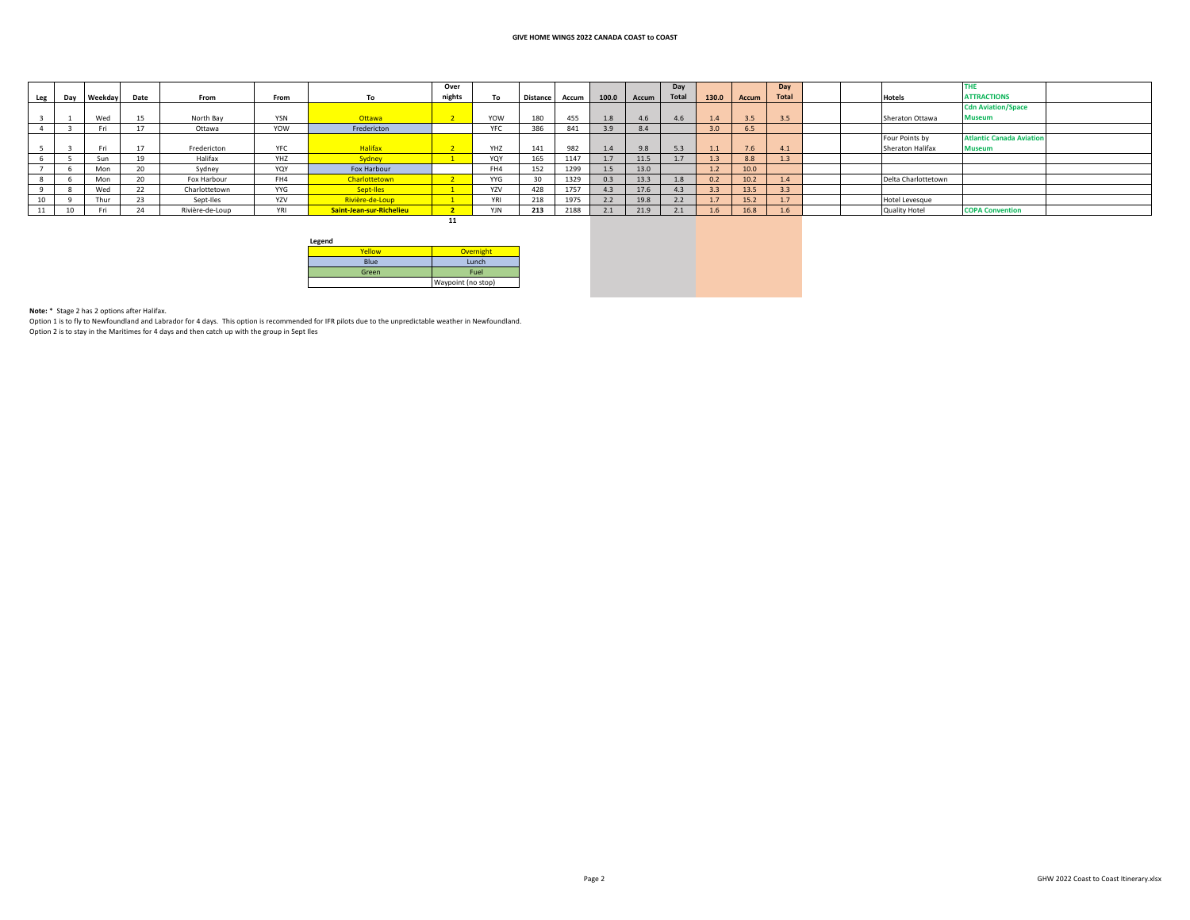**GIVE HOME WINGS 2022 CANADA COAST to COAST**

| Leg | Day | Weekday | Date | From | From | To | Over nights | To | Distance | Accum | 100.0 | Accum | Day Total | 130.0 | Accum | Day Total | | | Hotels | THE ATTRACTIONS | |
|---|---|---|---|---|---|---|---|---|---|---|---|---|---|---|---|---|---|---|---|---|---|
| 3 | 1 | Wed | 15 | North Bay | YSN | Ottawa | 2 | YOW | 180 | 455 | 1.8 | 4.6 | 4.6 | 1.4 | 3.5 | 3.5 | | | Sheraton Ottawa | Cdn Aviation/Space Museum | |
| 4 | 3 | Fri | 17 | Ottawa | YOW | Fredericton | | YFC | 386 | 841 | 3.9 | 8.4 | | 3.0 | 6.5 | | | | | | |
| 5 | 3 | Fri | 17 | Fredericton | YFC | Halifax | 2 | YHZ | 141 | 982 | 1.4 | 9.8 | 5.3 | 1.1 | 7.6 | 4.1 | | | Four Points by Sheraton Halifax | Atlantic Canada Aviation Museum | |
| 6 | 5 | Sun | 19 | Halifax | YHZ | Sydney | 1 | YQY | 165 | 1147 | 1.7 | 11.5 | 1.7 | 1.3 | 8.8 | 1.3 | | | | | |
| 7 | 6 | Mon | 20 | Sydney | YQY | Fox Harbour | | FH4 | 152 | 1299 | 1.5 | 13.0 | | 1.2 | 10.0 | | | | | | |
| 8 | 6 | Mon | 20 | Fox Harbour | FH4 | Charlottetown | 2 | YYG | 30 | 1329 | 0.3 | 13.3 | 1.8 | 0.2 | 10.2 | 1.4 | | | Delta Charlottetown | | |
| 9 | 8 | Wed | 22 | Charlottetown | YYG | Sept-Iles | 1 | YZV | 428 | 1757 | 4.3 | 17.6 | 4.3 | 3.3 | 13.5 | 3.3 | | | | | |
| 10 | 9 | Thur | 23 | Sept-Iles | YZV | Rivière-de-Loup | 1 | YRI | 218 | 1975 | 2.2 | 19.8 | 2.2 | 1.7 | 15.2 | 1.7 | | | Hotel Levesque | | |
| 11 | 10 | Fri | 24 | Rivière-de-Loup | YRI | **Saint-Jean-sur-Richelieu** | 2 | YJN | **213** | 2188 | 2.1 | 21.9 | 2.1 | 1.6 | 16.8 | 1.6 | | | Quality Hotel | COPA Convention | |
| | | | | | | | **11** | | | | | | | | | | | | | | |

**Legend**

| | |
|---|---|
| Yellow | Overnight |
| Blue | Lunch |
| Green | Fuel |
| | Waypoint (no stop) |

**Note:** * Stage 2 has 2 options after Halifax.

Option 1 is to fly to Newfoundland and Labrador for 4 days. This option is recommended for IFR pilots due to the unpredictable weather in Newfoundland.

Option 2 is to stay in the Maritimes for 4 days and then catch up with the group in Sept Iles